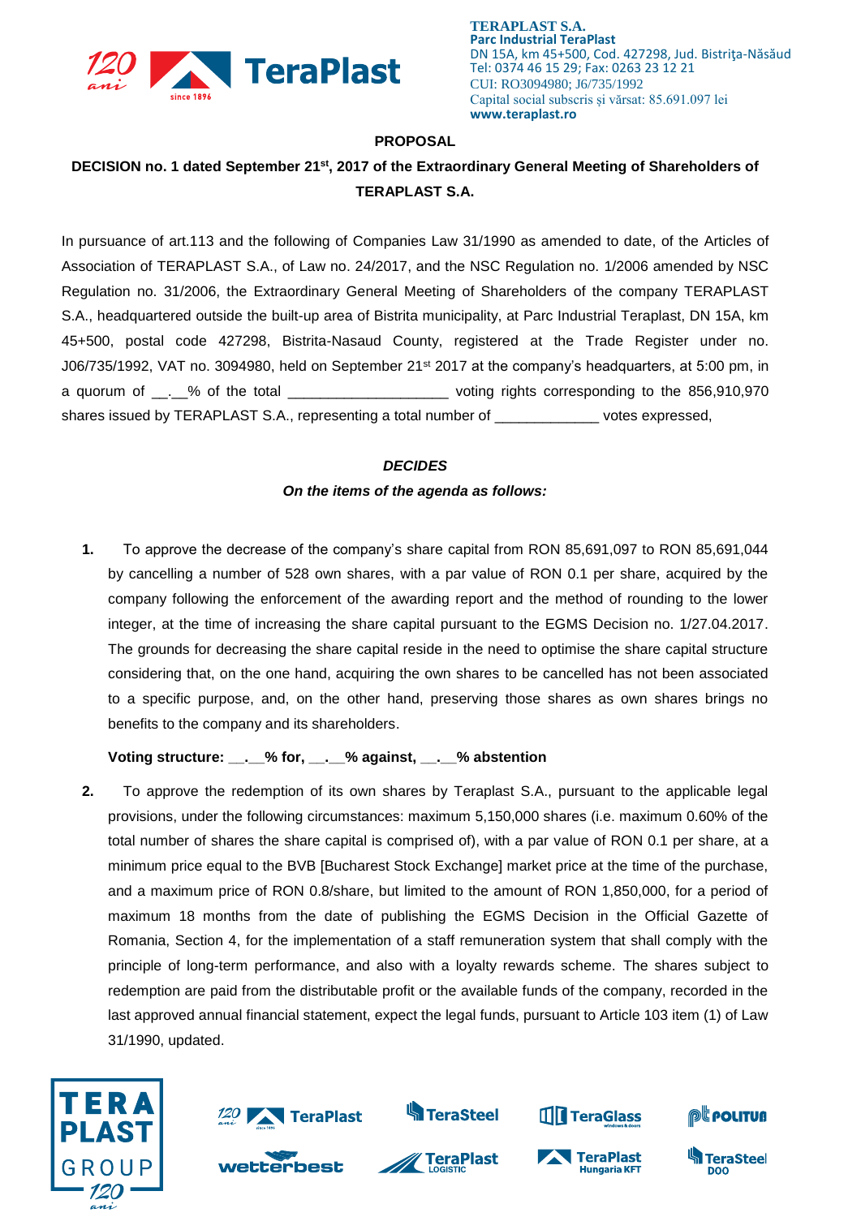**TERAPLAST S.A.**
**Parc Industrial TeraPlast**
DN 15A, km 45+500, Cod. 427298, Jud. Bistriţa-Năsăud
Tel: 0374 46 15 29; Fax: 0263 23 12 21
CUI: RO3094980; J6/735/1992
Capital social subscris și vărsat: 85.691.097 lei
**www.teraplast.ro**

**PROPOSAL**

**DECISION no. 1 dated September 21st, 2017 of the Extraordinary General Meeting of Shareholders of TERAPLAST S.A.**

In pursuance of art.113 and the following of Companies Law 31/1990 as amended to date, of the Articles of Association of TERAPLAST S.A., of Law no. 24/2017, and the NSC Regulation no. 1/2006 amended by NSC Regulation no. 31/2006, the Extraordinary General Meeting of Shareholders of the company TERAPLAST S.A., headquartered outside the built-up area of Bistrita municipality, at Parc Industrial Teraplast, DN 15A, km 45+500, postal code 427298, Bistrita-Nasaud County, registered at the Trade Register under no. J06/735/1992, VAT no. 3094980, held on September 21st 2017 at the company's headquarters, at 5:00 pm, in a quorum of __.__% of the total ___________________ voting rights corresponding to the 856,910,970 shares issued by TERAPLAST S.A., representing a total number of _____________ votes expressed,

***DECIDES***

***On the items of the agenda as follows:***

1. To approve the decrease of the company's share capital from RON 85,691,097 to RON 85,691,044 by cancelling a number of 528 own shares, with a par value of RON 0.1 per share, acquired by the company following the enforcement of the awarding report and the method of rounding to the lower integer, at the time of increasing the share capital pursuant to the EGMS Decision no. 1/27.04.2017. The grounds for decreasing the share capital reside in the need to optimise the share capital structure considering that, on the one hand, acquiring the own shares to be cancelled has not been associated to a specific purpose, and, on the other hand, preserving those shares as own shares brings no benefits to the company and its shareholders.

   **Voting structure: __.__% for, __.__% against, __.__% abstention**

2. To approve the redemption of its own shares by Teraplast S.A., pursuant to the applicable legal provisions, under the following circumstances: maximum 5,150,000 shares (i.e. maximum 0.60% of the total number of shares the share capital is comprised of), with a par value of RON 0.1 per share, at a minimum price equal to the BVB [Bucharest Stock Exchange] market price at the time of the purchase, and a maximum price of RON 0.8/share, but limited to the amount of RON 1,850,000, for a period of maximum 18 months from the date of publishing the EGMS Decision in the Official Gazette of Romania, Section 4, for the implementation of a staff remuneration system that shall comply with the principle of long-term performance, and also with a loyalty rewards scheme. The shares subject to redemption are paid from the distributable profit or the available funds of the company, recorded in the last approved annual financial statement, expect the legal funds, pursuant to Article 103 item (1) of Law 31/1990, updated.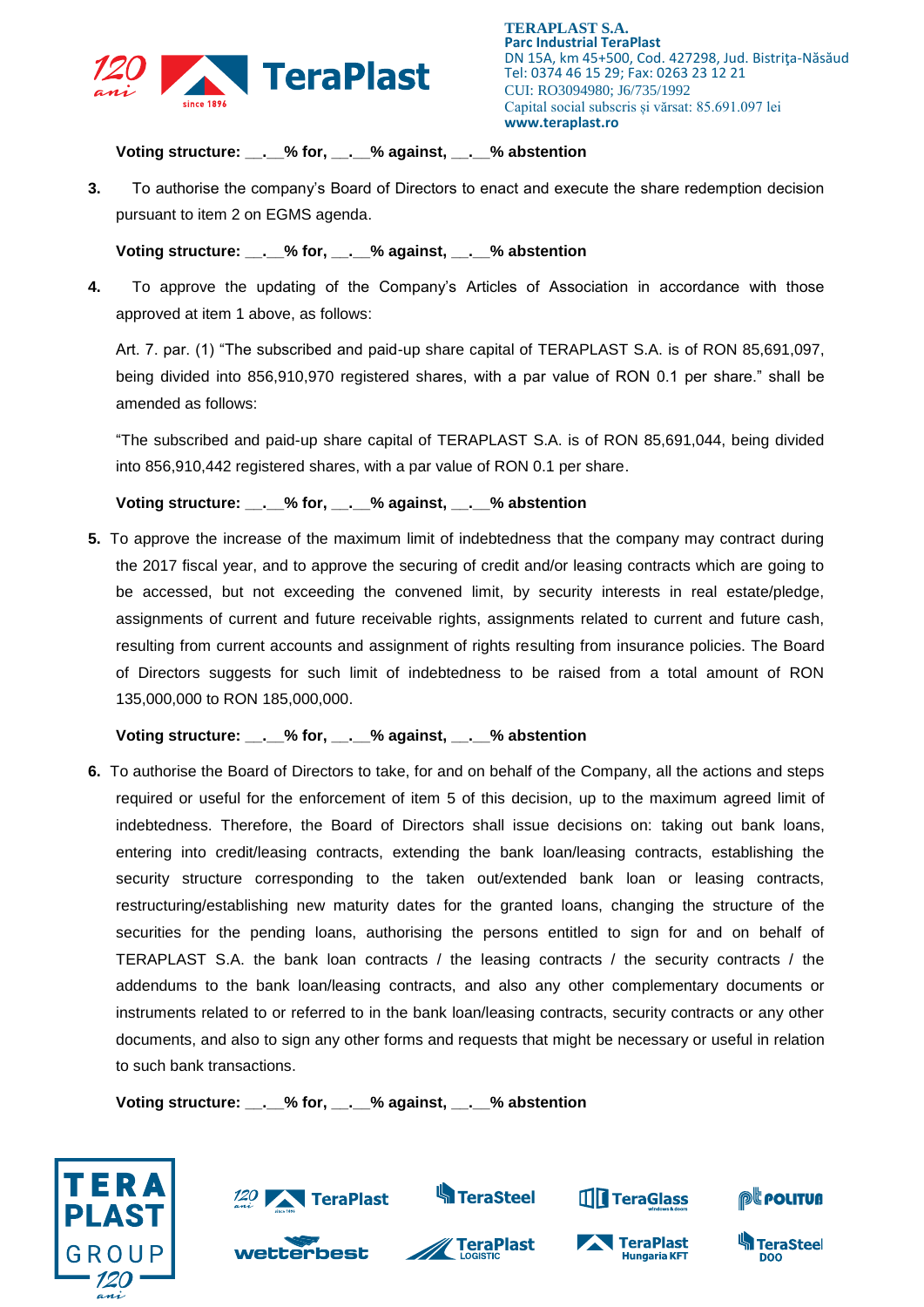**Voting structure: __.__% for, __.__% against, __.__% abstention**

**3.** To authorise the company's Board of Directors to enact and execute the share redemption decision pursuant to item 2 on EGMS agenda.

**Voting structure: __.__% for, __.__% against, __.__% abstention**

**4.** To approve the updating of the Company's Articles of Association in accordance with those approved at item 1 above, as follows:

Art. 7. par. (1) "The subscribed and paid-up share capital of TERAPLAST S.A. is of RON 85,691,097, being divided into 856,910,970 registered shares, with a par value of RON 0.1 per share." shall be amended as follows:

"The subscribed and paid-up share capital of TERAPLAST S.A. is of RON 85,691,044, being divided into 856,910,442 registered shares, with a par value of RON 0.1 per share.

**Voting structure: __.__% for, __.__% against, __.__% abstention**

**5.** To approve the increase of the maximum limit of indebtedness that the company may contract during the 2017 fiscal year, and to approve the securing of credit and/or leasing contracts which are going to be accessed, but not exceeding the convened limit, by security interests in real estate/pledge, assignments of current and future receivable rights, assignments related to current and future cash, resulting from current accounts and assignment of rights resulting from insurance policies. The Board of Directors suggests for such limit of indebtedness to be raised from a total amount of RON 135,000,000 to RON 185,000,000.

**Voting structure: __.__% for, __.__% against, __.__% abstention**

**6.** To authorise the Board of Directors to take, for and on behalf of the Company, all the actions and steps required or useful for the enforcement of item 5 of this decision, up to the maximum agreed limit of indebtedness. Therefore, the Board of Directors shall issue decisions on: taking out bank loans, entering into credit/leasing contracts, extending the bank loan/leasing contracts, establishing the security structure corresponding to the taken out/extended bank loan or leasing contracts, restructuring/establishing new maturity dates for the granted loans, changing the structure of the securities for the pending loans, authorising the persons entitled to sign for and on behalf of TERAPLAST S.A. the bank loan contracts / the leasing contracts / the security contracts / the addendums to the bank loan/leasing contracts, and also any other complementary documents or instruments related to or referred to in the bank loan/leasing contracts, security contracts or any other documents, and also to sign any other forms and requests that might be necessary or useful in relation to such bank transactions.

**Voting structure: __.__% for, __.__% against, __.__% abstention**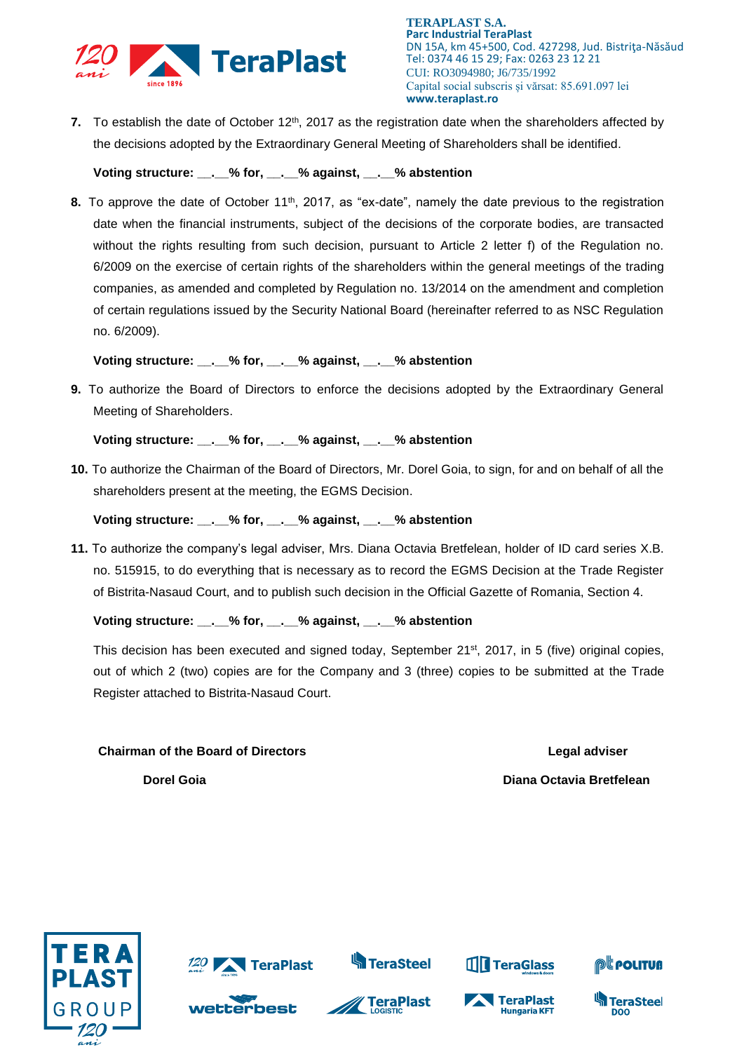7. To establish the date of October 12th, 2017 as the registration date when the shareholders affected by the decisions adopted by the Extraordinary General Meeting of Shareholders shall be identified.

   **Voting structure: __.__% for, __.__% against, __.__% abstention**

8. To approve the date of October 11th, 2017, as "ex-date", namely the date previous to the registration date when the financial instruments, subject of the decisions of the corporate bodies, are transacted without the rights resulting from such decision, pursuant to Article 2 letter f) of the Regulation no. 6/2009 on the exercise of certain rights of the shareholders within the general meetings of the trading companies, as amended and completed by Regulation no. 13/2014 on the amendment and completion of certain regulations issued by the Security National Board (hereinafter referred to as NSC Regulation no. 6/2009).

   **Voting structure: __.__% for, __.__% against, __.__% abstention**

9. To authorize the Board of Directors to enforce the decisions adopted by the Extraordinary General Meeting of Shareholders.

   **Voting structure: __.__% for, __.__% against, __.__% abstention**

10. To authorize the Chairman of the Board of Directors, Mr. Dorel Goia, to sign, for and on behalf of all the shareholders present at the meeting, the EGMS Decision.

    **Voting structure: __.__% for, __.__% against, __.__% abstention**

11. To authorize the company's legal adviser, Mrs. Diana Octavia Bretfelean, holder of ID card series X.B. no. 515915, to do everything that is necessary as to record the EGMS Decision at the Trade Register of Bistrita-Nasaud Court, and to publish such decision in the Official Gazette of Romania, Section 4.

    **Voting structure: __.__% for, __.__% against, __.__% abstention**

This decision has been executed and signed today, September 21st, 2017, in 5 (five) original copies, out of which 2 (two) copies are for the Company and 3 (three) copies to be submitted at the Trade Register attached to Bistrita-Nasaud Court.

**Chairman of the Board of Directors**

**Dorel Goia**

**Legal adviser**

**Diana Octavia Bretfelean**